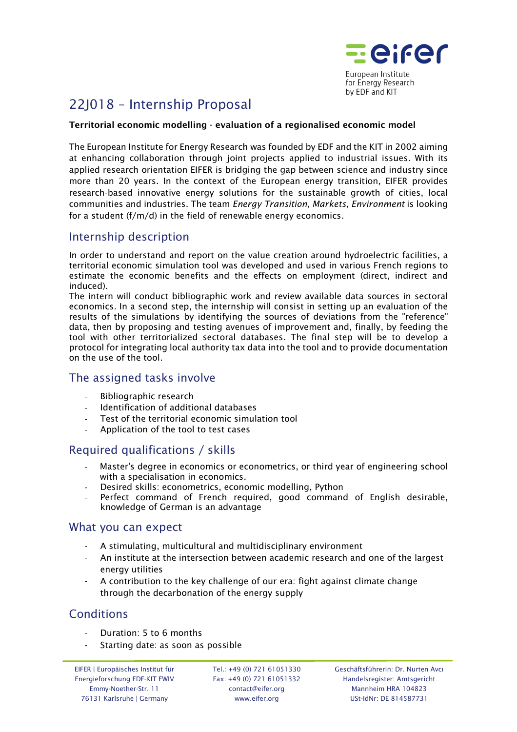European Institute for Energy Research by EDF and KIT

# 22J018 – Internship Proposal

**Territorial economic modelling - evaluation of a regionalised economic model**

The European Institute for Energy Research was founded by EDF and the KIT in 2002 aiming at enhancing collaboration through joint projects applied to industrial issues. With its applied research orientation EIFER is bridging the gap between science and industry since more than 20 years. In the context of the European energy transition, EIFER provides research-based innovative energy solutions for the sustainable growth of cities, local communities and industries. The team *Energy Transition, Markets, Environment* is looking for a student (f/m/d) in the field of renewable energy economics.

## Internship description

In order to understand and report on the value creation around hydroelectric facilities, a territorial economic simulation tool was developed and used in various French regions to estimate the economic benefits and the effects on employment (direct, indirect and induced).
The intern will conduct bibliographic work and review available data sources in sectoral economics. In a second step, the internship will consist in setting up an evaluation of the results of the simulations by identifying the sources of deviations from the "reference" data, then by proposing and testing avenues of improvement and, finally, by feeding the tool with other territorialized sectoral databases. The final step will be to develop a protocol for integrating local authority tax data into the tool and to provide documentation on the use of the tool.

## The assigned tasks involve

- Bibliographic research
- Identification of additional databases
- Test of the territorial economic simulation tool
- Application of the tool to test cases

## Required qualifications / skills

- Master's degree in economics or econometrics, or third year of engineering school with a specialisation in economics.
- Desired skills: econometrics, economic modelling, Python
- Perfect command of French required, good command of English desirable, knowledge of German is an advantage

## What you can expect

- A stimulating, multicultural and multidisciplinary environment
- An institute at the intersection between academic research and one of the largest energy utilities
- A contribution to the key challenge of our era: fight against climate change through the decarbonation of the energy supply

## Conditions

- Duration: 5 to 6 months
- Starting date: as soon as possible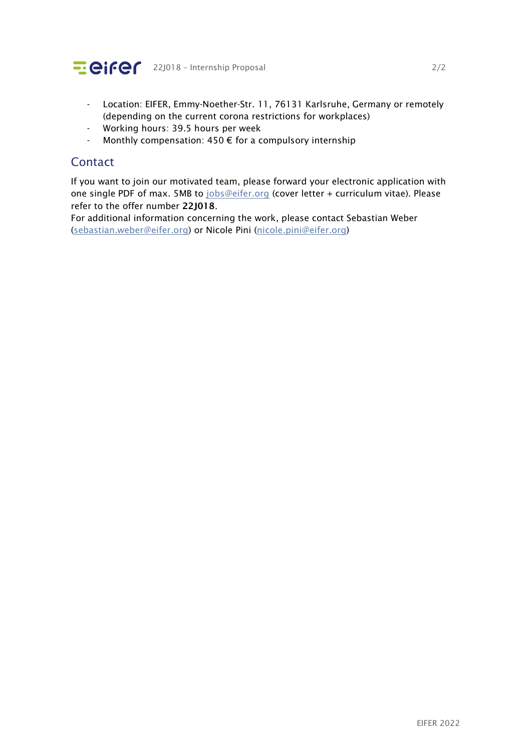- Location: EIFER, Emmy-Noether-Str. 11, 76131 Karlsruhe, Germany or remotely (depending on the current corona restrictions for workplaces)
- Working hours: 39.5 hours per week
- Monthly compensation: 450 € for a compulsory internship

## Contact

If you want to join our motivated team, please forward your electronic application with one single PDF of max. 5MB to jobs@eifer.org (cover letter + curriculum vitae). Please refer to the offer number **22J018**.
For additional information concerning the work, please contact Sebastian Weber (sebastian.weber@eifer.org) or Nicole Pini (nicole.pini@eifer.org)